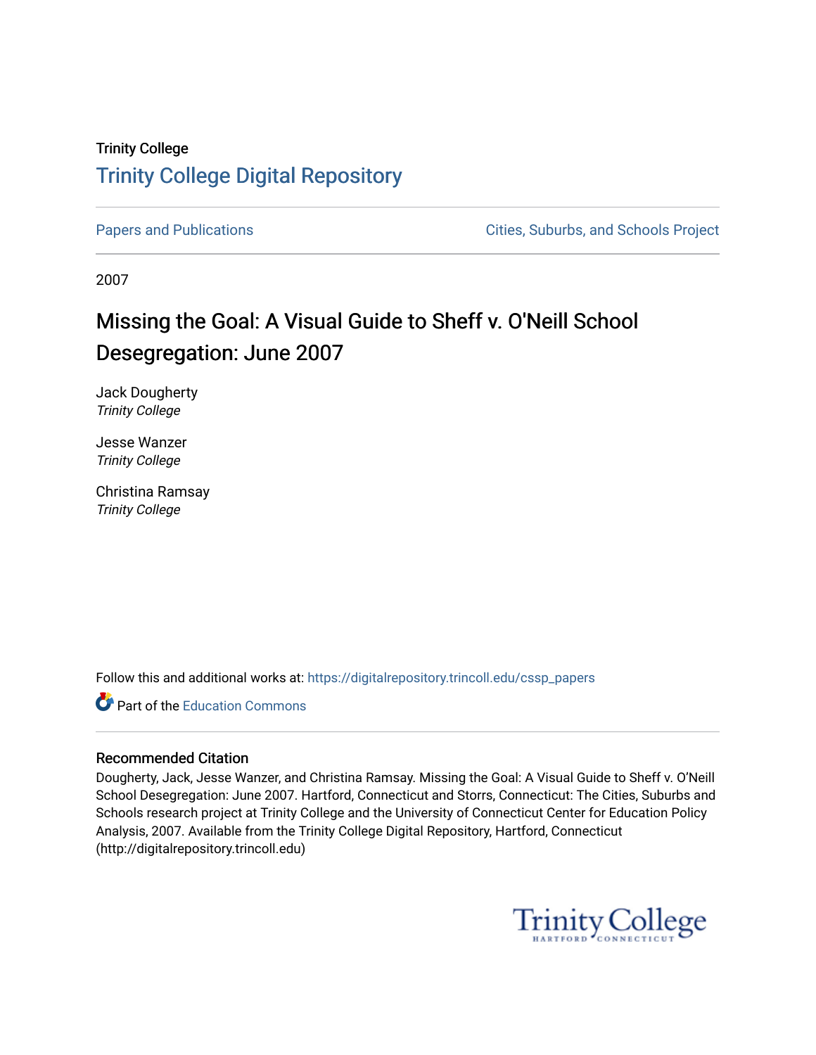Trinity College

# Trinity College Digital Repository

Papers and Publications

Cities, Suburbs, and Schools Project

2007

## Missing the Goal: A Visual Guide to Sheff v. O'Neill School Desegregation: June 2007

Jack Dougherty
*Trinity College*

Jesse Wanzer
*Trinity College*

Christina Ramsay
*Trinity College*

Follow this and additional works at: https://digitalrepository.trincoll.edu/cssp_papers

Part of the Education Commons

### Recommended Citation

Dougherty, Jack, Jesse Wanzer, and Christina Ramsay. Missing the Goal: A Visual Guide to Sheff v. O'Neill School Desegregation: June 2007. Hartford, Connecticut and Storrs, Connecticut: The Cities, Suburbs and Schools research project at Trinity College and the University of Connecticut Center for Education Policy Analysis, 2007. Available from the Trinity College Digital Repository, Hartford, Connecticut (http://digitalrepository.trincoll.edu)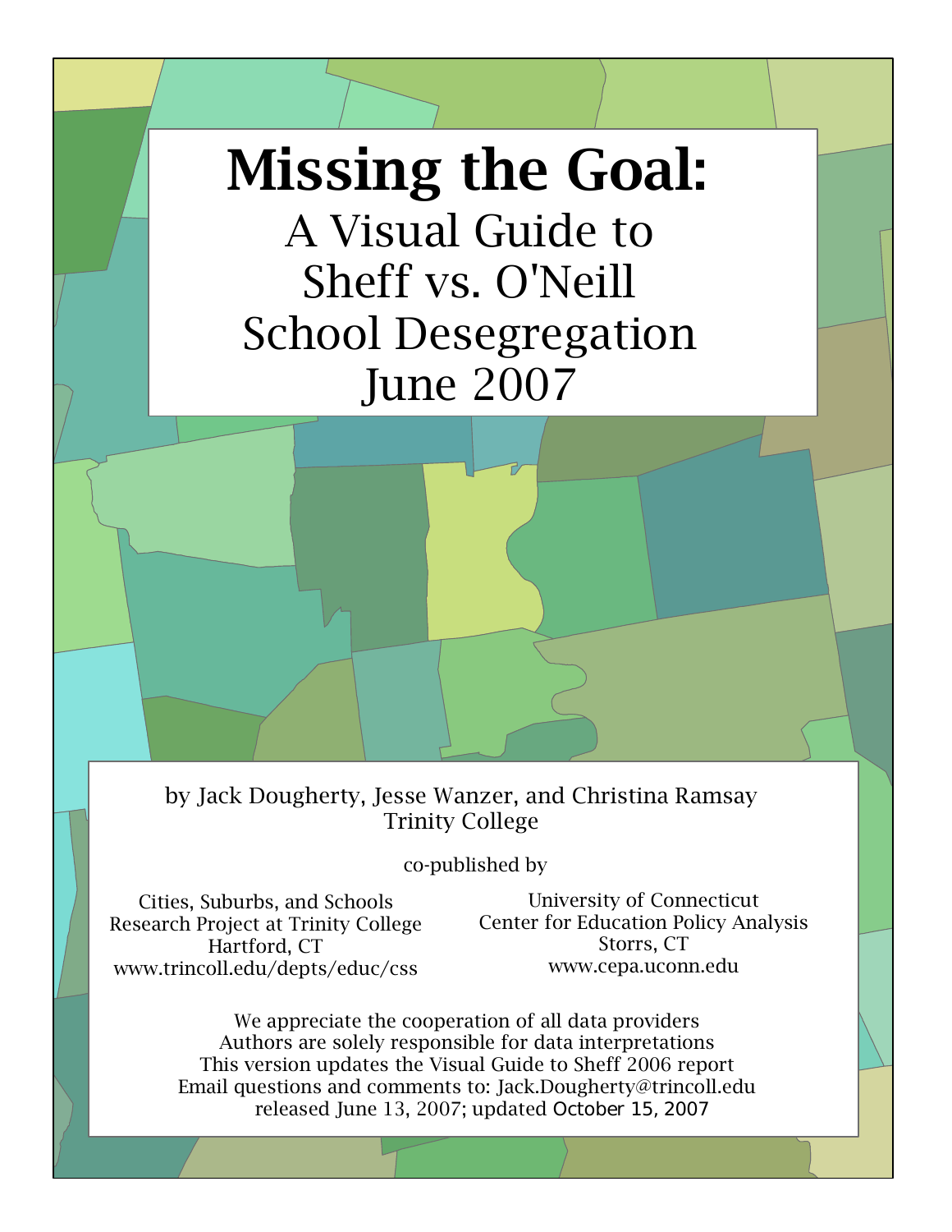# Missing the Goal:

## A Visual Guide to Sheff vs. O'Neill School Desegregation June 2007

by Jack Dougherty, Jesse Wanzer, and Christina Ramsay
Trinity College

co-published by

Cities, Suburbs, and Schools
Research Project at Trinity College
Hartford, CT
www.trincoll.edu/depts/educ/css

University of Connecticut
Center for Education Policy Analysis
Storrs, CT
www.cepa.uconn.edu

We appreciate the cooperation of all data providers
Authors are solely responsible for data interpretations
This version updates the Visual Guide to Sheff 2006 report
Email questions and comments to: Jack.Dougherty@trincoll.edu
released June 13, 2007; updated October 15, 2007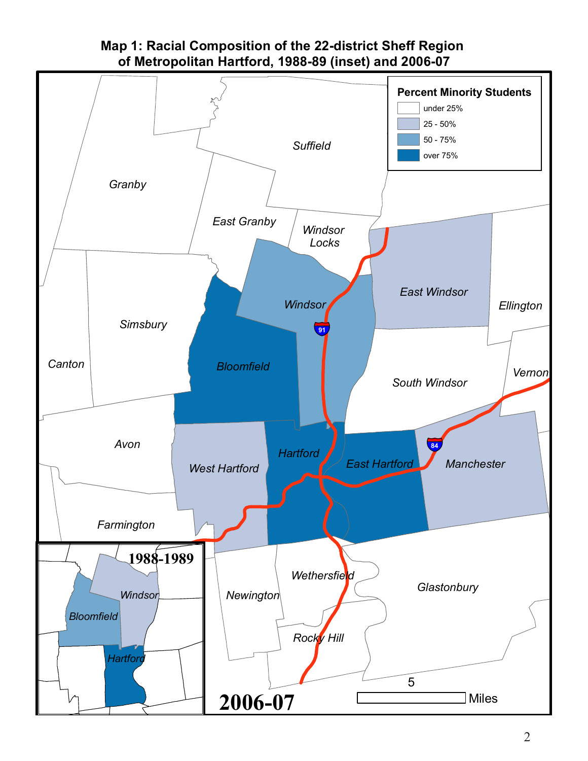# Map 1: Racial Composition of the 22-district Sheff Region of Metropolitan Hartford, 1988-89 (inset) and 2006-07

**Percent Minority Students**

- under 25%
- 25 - 50%
- 50 - 75%
- over 75%

Suffield, Granby, East Granby, Windsor Locks, East Windsor, Ellington, Windsor, Simsbury, Bloomfield, Canton, South Windsor, Vernon, Avon, Hartford, East Hartford, Manchester, West Hartford, Farmington, Wethersfield, Newington, Glastonbury, Rocky Hill

1988-1989: Windsor, Bloomfield, Hartford

2006-07

5 Miles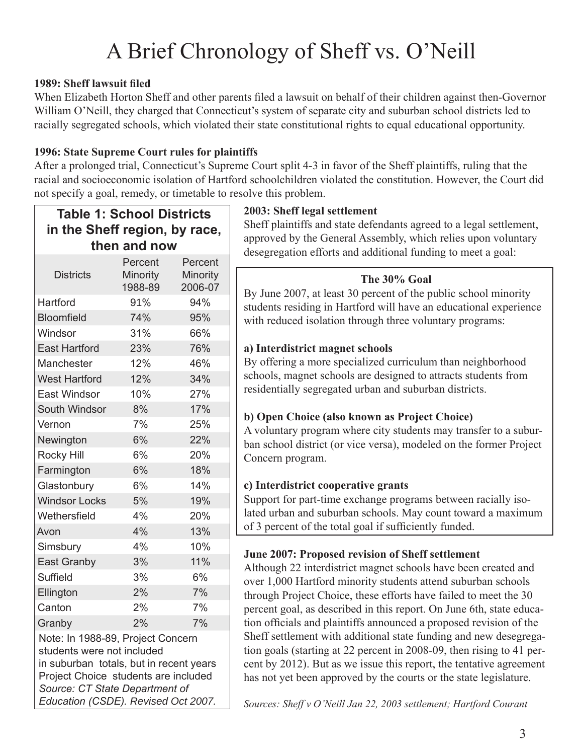# A Brief Chronology of Sheff vs. O'Neill

**1989: Sheff lawsuit filed**

When Elizabeth Horton Sheff and other parents filed a lawsuit on behalf of their children against then-Governor William O'Neill, they charged that Connecticut's system of separate city and suburban school districts led to racially segregated schools, which violated their state constitutional rights to equal educational opportunity.

**1996: State Supreme Court rules for plaintiffs**

After a prolonged trial, Connecticut's Supreme Court split 4-3 in favor of the Sheff plaintiffs, ruling that the racial and socioeconomic isolation of Hartford schoolchildren violated the constitution. However, the Court did not specify a goal, remedy, or timetable to resolve this problem.

**Table 1: School Districts in the Sheff region, by race, then and now**

| Districts | Percent Minority 1988-89 | Percent Minority 2006-07 |
|---|---|---|
| Hartford | 91% | 94% |
| Bloomfield | 74% | 95% |
| Windsor | 31% | 66% |
| East Hartford | 23% | 76% |
| Manchester | 12% | 46% |
| West Hartford | 12% | 34% |
| East Windsor | 10% | 27% |
| South Windsor | 8% | 17% |
| Vernon | 7% | 25% |
| Newington | 6% | 22% |
| Rocky Hill | 6% | 20% |
| Farmington | 6% | 18% |
| Glastonbury | 6% | 14% |
| Windsor Locks | 5% | 19% |
| Wethersfield | 4% | 20% |
| Avon | 4% | 13% |
| Simsbury | 4% | 10% |
| East Granby | 3% | 11% |
| Suffield | 3% | 6% |
| Ellington | 2% | 7% |
| Canton | 2% | 7% |
| Granby | 2% | 7% |

Note: In 1988-89, Project Concern students were not included in suburban totals, but in recent years Project Choice students are included
*Source: CT State Department of Education (CSDE). Revised Oct 2007.*

**2003: Sheff legal settlement**

Sheff plaintiffs and state defendants agreed to a legal settlement, approved by the General Assembly, which relies upon voluntary desegregation efforts and additional funding to meet a goal:

**The 30% Goal**

By June 2007, at least 30 percent of the public school minority students residing in Hartford will have an educational experience with reduced isolation through three voluntary programs:

**a) Interdistrict magnet schools**

By offering a more specialized curriculum than neighborhood schools, magnet schools are designed to attracts students from residentially segregated urban and suburban districts.

**b) Open Choice (also known as Project Choice)**

A voluntary program where city students may transfer to a suburban school district (or vice versa), modeled on the former Project Concern program.

**c) Interdistrict cooperative grants**

Support for part-time exchange programs between racially isolated urban and suburban schools. May count toward a maximum of 3 percent of the total goal if sufficiently funded.

**June 2007: Proposed revision of Sheff settlement**

Although 22 interdistrict magnet schools have been created and over 1,000 Hartford minority students attend suburban schools through Project Choice, these efforts have failed to meet the 30 percent goal, as described in this report. On June 6th, state education officials and plaintiffs announced a proposed revision of the Sheff settlement with additional state funding and new desegregation goals (starting at 22 percent in 2008-09, then rising to 41 percent by 2012). But as we issue this report, the tentative agreement has not yet been approved by the courts or the state legislature.

*Sources: Sheff v O'Neill Jan 22, 2003 settlement; Hartford Courant*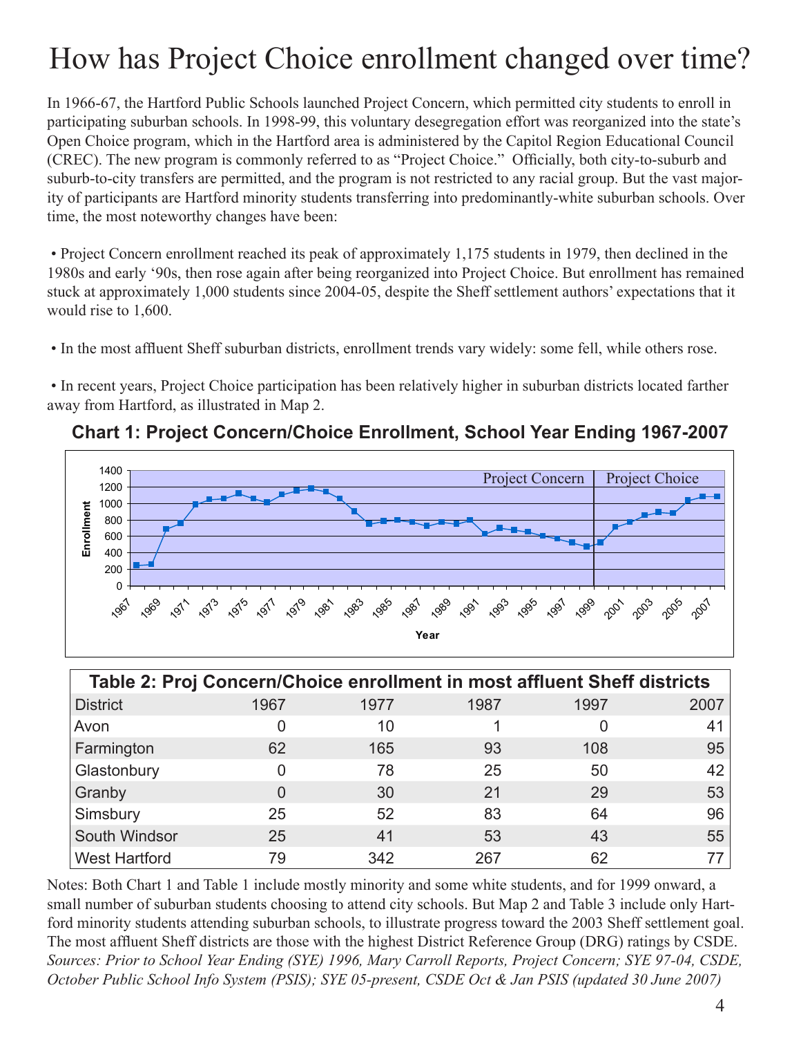# How has Project Choice enrollment changed over time?

In 1966-67, the Hartford Public Schools launched Project Concern, which permitted city students to enroll in participating suburban schools. In 1998-99, this voluntary desegregation effort was reorganized into the state's Open Choice program, which in the Hartford area is administered by the Capitol Region Educational Council (CREC). The new program is commonly referred to as "Project Choice." Officially, both city-to-suburb and suburb-to-city transfers are permitted, and the program is not restricted to any racial group. But the vast majority of participants are Hartford minority students transferring into predominantly-white suburban schools. Over time, the most noteworthy changes have been:

- Project Concern enrollment reached its peak of approximately 1,175 students in 1979, then declined in the 1980s and early '90s, then rose again after being reorganized into Project Choice. But enrollment has remained stuck at approximately 1,000 students since 2004-05, despite the Sheff settlement authors' expectations that it would rise to 1,600.

- In the most affluent Sheff suburban districts, enrollment trends vary widely: some fell, while others rose.

- In recent years, Project Choice participation has been relatively higher in suburban districts located farther away from Hartford, as illustrated in Map 2.

**Chart 1: Project Concern/Choice Enrollment, School Year Ending 1967-2007**

**Table 2: Proj Concern/Choice enrollment in most affluent Sheff districts**

| District | 1967 | 1977 | 1987 | 1997 | 2007 |
|---|---|---|---|---|---|
| Avon | 0 | 10 | 1 | 0 | 41 |
| Farmington | 62 | 165 | 93 | 108 | 95 |
| Glastonbury | 0 | 78 | 25 | 50 | 42 |
| Granby | 0 | 30 | 21 | 29 | 53 |
| Simsbury | 25 | 52 | 83 | 64 | 96 |
| South Windsor | 25 | 41 | 53 | 43 | 55 |
| West Hartford | 79 | 342 | 267 | 62 | 77 |

Notes: Both Chart 1 and Table 1 include mostly minority and some white students, and for 1999 onward, a small number of suburban students choosing to attend city schools. But Map 2 and Table 3 include only Hartford minority students attending suburban schools, to illustrate progress toward the 2003 Sheff settlement goal. The most affluent Sheff districts are those with the highest District Reference Group (DRG) ratings by CSDE.
*Sources: Prior to School Year Ending (SYE) 1996, Mary Carroll Reports, Project Concern; SYE 97-04, CSDE, October Public School Info System (PSIS); SYE 05-present, CSDE Oct & Jan PSIS (updated 30 June 2007)*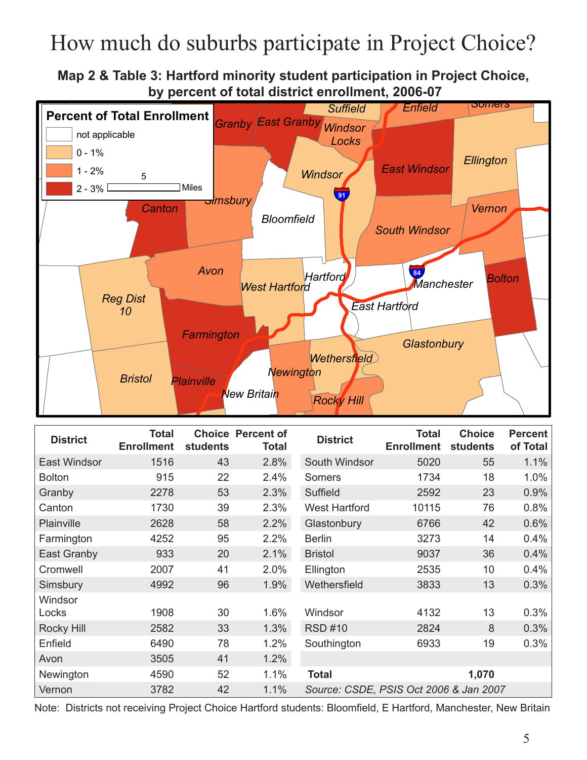# How much do suburbs participate in Project Choice?

**Map 2 & Table 3: Hartford minority student participation in Project Choice, by percent of total district enrollment, 2006-07**

| District | Total Enrollment | Choice students | Percent of Total | District | Total Enrollment | Choice students | Percent of Total |
|---|---|---|---|---|---|---|---|
| East Windsor | 1516 | 43 | 2.8% | South Windsor | 5020 | 55 | 1.1% |
| Bolton | 915 | 22 | 2.4% | Somers | 1734 | 18 | 1.0% |
| Granby | 2278 | 53 | 2.3% | Suffield | 2592 | 23 | 0.9% |
| Canton | 1730 | 39 | 2.3% | West Hartford | 10115 | 76 | 0.8% |
| Plainville | 2628 | 58 | 2.2% | Glastonbury | 6766 | 42 | 0.6% |
| Farmington | 4252 | 95 | 2.2% | Berlin | 3273 | 14 | 0.4% |
| East Granby | 933 | 20 | 2.1% | Bristol | 9037 | 36 | 0.4% |
| Cromwell | 2007 | 41 | 2.0% | Ellington | 2535 | 10 | 0.4% |
| Simsbury | 4992 | 96 | 1.9% | Wethersfield | 3833 | 13 | 0.3% |
| Windsor Locks | 1908 | 30 | 1.6% | Windsor | 4132 | 13 | 0.3% |
| Rocky Hill | 2582 | 33 | 1.3% | RSD #10 | 2824 | 8 | 0.3% |
| Enfield | 6490 | 78 | 1.2% | Southington | 6933 | 19 | 0.3% |
| Avon | 3505 | 41 | 1.2% | | | | |
| Newington | 4590 | 52 | 1.1% | **Total** | | **1,070** | |
| Vernon | 3782 | 42 | 1.1% | *Source: CSDE, PSIS Oct 2006 & Jan 2007* | | | |

Note: Districts not receiving Project Choice Hartford students: Bloomfield, E Hartford, Manchester, New Britain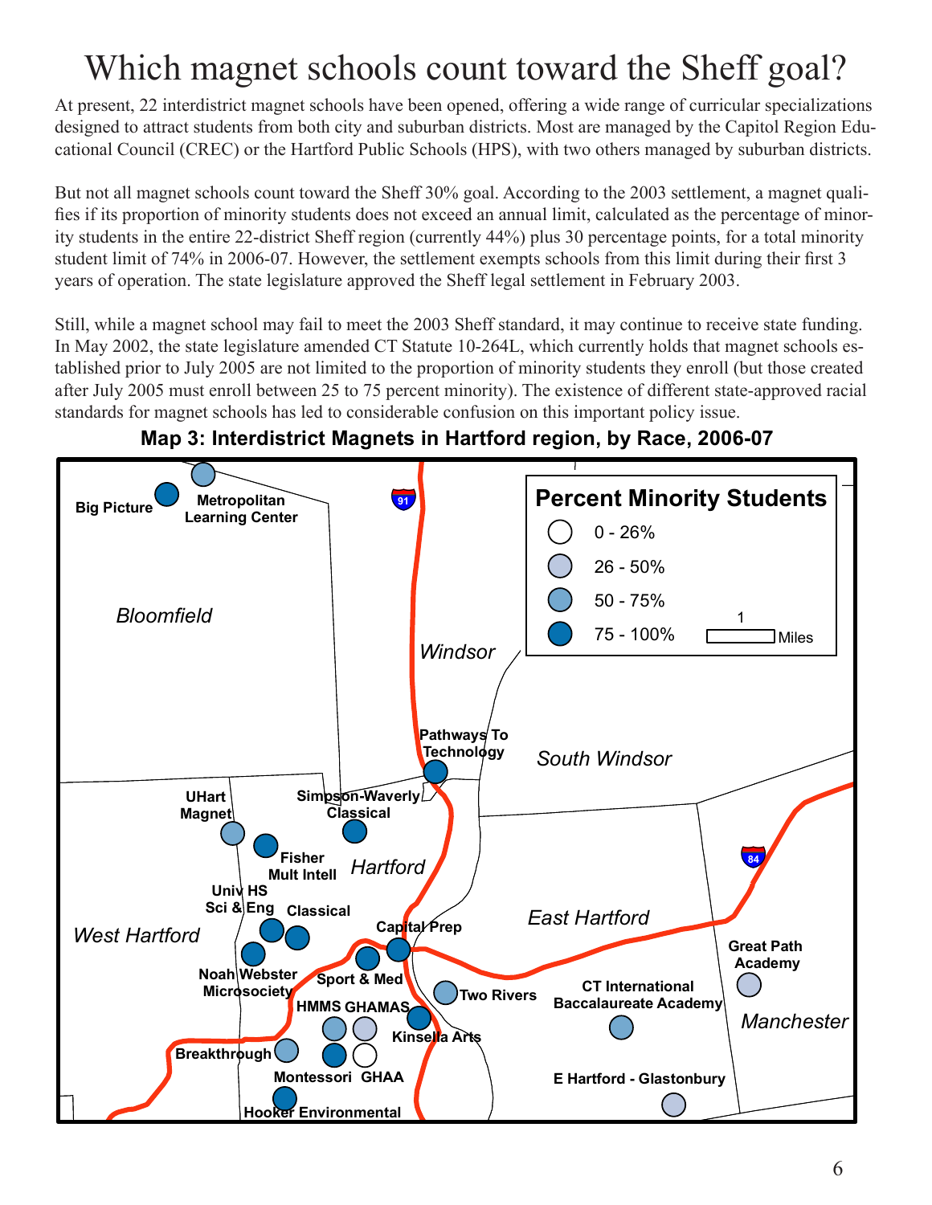# Which magnet schools count toward the Sheff goal?

At present, 22 interdistrict magnet schools have been opened, offering a wide range of curricular specializations designed to attract students from both city and suburban districts. Most are managed by the Capitol Region Educational Council (CREC) or the Hartford Public Schools (HPS), with two others managed by suburban districts.

But not all magnet schools count toward the Sheff 30% goal. According to the 2003 settlement, a magnet qualifies if its proportion of minority students does not exceed an annual limit, calculated as the percentage of minority students in the entire 22-district Sheff region (currently 44%) plus 30 percentage points, for a total minority student limit of 74% in 2006-07. However, the settlement exempts schools from this limit during their first 3 years of operation. The state legislature approved the Sheff legal settlement in February 2003.

Still, while a magnet school may fail to meet the 2003 Sheff standard, it may continue to receive state funding. In May 2002, the state legislature amended CT Statute 10-264L, which currently holds that magnet schools established prior to July 2005 are not limited to the proportion of minority students they enroll (but those created after July 2005 must enroll between 25 to 75 percent minority). The existence of different state-approved racial standards for magnet schools has led to considerable confusion on this important policy issue.

**Map 3: Interdistrict Magnets in Hartford region, by Race, 2006-07**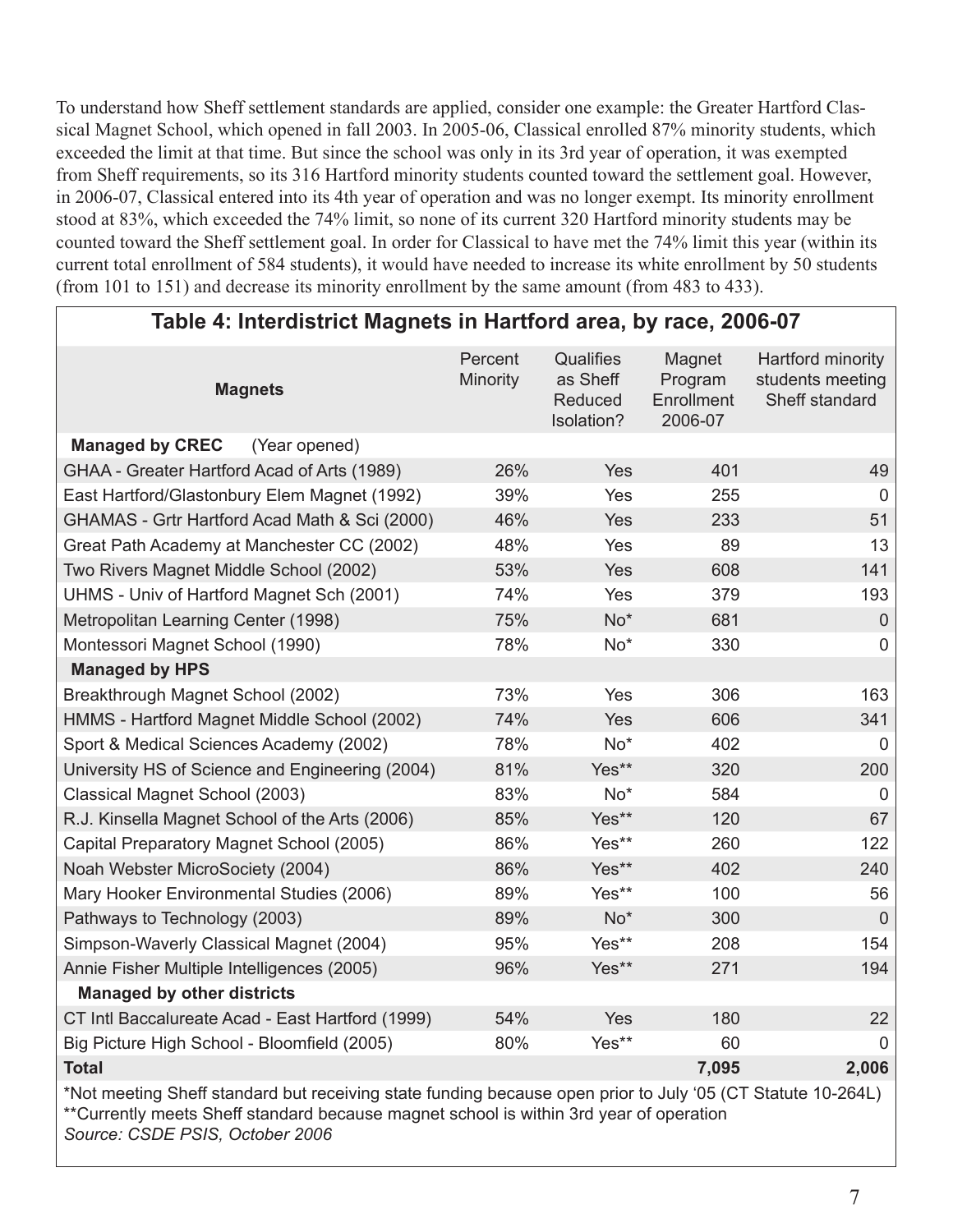To understand how Sheff settlement standards are applied, consider one example: the Greater Hartford Classical Magnet School, which opened in fall 2003. In 2005-06, Classical enrolled 87% minority students, which exceeded the limit at that time. But since the school was only in its 3rd year of operation, it was exempted from Sheff requirements, so its 316 Hartford minority students counted toward the settlement goal. However, in 2006-07, Classical entered into its 4th year of operation and was no longer exempt. Its minority enrollment stood at 83%, which exceeded the 74% limit, so none of its current 320 Hartford minority students may be counted toward the Sheff settlement goal. In order for Classical to have met the 74% limit this year (within its current total enrollment of 584 students), it would have needed to increase its white enrollment by 50 students (from 101 to 151) and decrease its minority enrollment by the same amount (from 483 to 433).

**Table 4: Interdistrict Magnets in Hartford area, by race, 2006-07**

| Magnets | Percent Minority | Qualifies as Sheff Reduced Isolation? | Magnet Program Enrollment 2006-07 | Hartford minority students meeting Sheff standard |
|---|---|---|---|---|
| **Managed by CREC** (Year opened) | | | | |
| GHAA - Greater Hartford Acad of Arts (1989) | 26% | Yes | 401 | 49 |
| East Hartford/Glastonbury Elem Magnet (1992) | 39% | Yes | 255 | 0 |
| GHAMAS - Grtr Hartford Acad Math & Sci (2000) | 46% | Yes | 233 | 51 |
| Great Path Academy at Manchester CC (2002) | 48% | Yes | 89 | 13 |
| Two Rivers Magnet Middle School (2002) | 53% | Yes | 608 | 141 |
| UHMS - Univ of Hartford Magnet Sch (2001) | 74% | Yes | 379 | 193 |
| Metropolitan Learning Center (1998) | 75% | No* | 681 | 0 |
| Montessori Magnet School (1990) | 78% | No* | 330 | 0 |
| **Managed by HPS** | | | | |
| Breakthrough Magnet School (2002) | 73% | Yes | 306 | 163 |
| HMMS - Hartford Magnet Middle School (2002) | 74% | Yes | 606 | 341 |
| Sport & Medical Sciences Academy (2002) | 78% | No* | 402 | 0 |
| University HS of Science and Engineering (2004) | 81% | Yes** | 320 | 200 |
| Classical Magnet School (2003) | 83% | No* | 584 | 0 |
| R.J. Kinsella Magnet School of the Arts (2006) | 85% | Yes** | 120 | 67 |
| Capital Preparatory Magnet School (2005) | 86% | Yes** | 260 | 122 |
| Noah Webster MicroSociety (2004) | 86% | Yes** | 402 | 240 |
| Mary Hooker Environmental Studies (2006) | 89% | Yes** | 100 | 56 |
| Pathways to Technology (2003) | 89% | No* | 300 | 0 |
| Simpson-Waverly Classical Magnet (2004) | 95% | Yes** | 208 | 154 |
| Annie Fisher Multiple Intelligences (2005) | 96% | Yes** | 271 | 194 |
| **Managed by other districts** | | | | |
| CT Intl Baccalureate Acad - East Hartford (1999) | 54% | Yes | 180 | 22 |
| Big Picture High School - Bloomfield (2005) | 80% | Yes** | 60 | 0 |
| **Total** | | | **7,095** | **2,006** |

*Not meeting Sheff standard but receiving state funding because open prior to July '05 (CT Statute 10-264L)
**Currently meets Sheff standard because magnet school is within 3rd year of operation
*Source: CSDE PSIS, October 2006*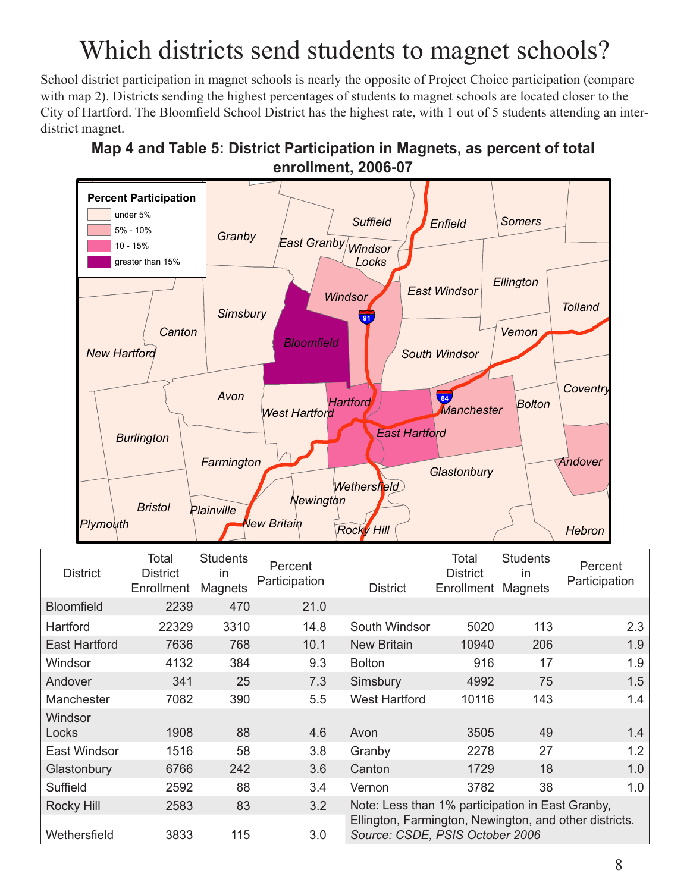# Which districts send students to magnet schools?

School district participation in magnet schools is nearly the opposite of Project Choice participation (compare with map 2). Districts sending the highest percentages of students to magnet schools are located closer to the City of Hartford. The Bloomfield School District has the highest rate, with 1 out of 5 students attending an inter-district magnet.

**Map 4 and Table 5: District Participation in Magnets, as percent of total enrollment, 2006-07**

| District | Total District Enrollment | Students in Magnets | Percent Participation | District | Total District Enrollment | Students in Magnets | Percent Participation |
|---|---|---|---|---|---|---|---|
| Bloomfield | 2239 | 470 | 21.0 | | | | |
| Hartford | 22329 | 3310 | 14.8 | South Windsor | 5020 | 113 | 2.3 |
| East Hartford | 7636 | 768 | 10.1 | New Britain | 10940 | 206 | 1.9 |
| Windsor | 4132 | 384 | 9.3 | Bolton | 916 | 17 | 1.9 |
| Andover | 341 | 25 | 7.3 | Simsbury | 4992 | 75 | 1.5 |
| Manchester | 7082 | 390 | 5.5 | West Hartford | 10116 | 143 | 1.4 |
| Windsor Locks | 1908 | 88 | 4.6 | Avon | 3505 | 49 | 1.4 |
| East Windsor | 1516 | 58 | 3.8 | Granby | 2278 | 27 | 1.2 |
| Glastonbury | 6766 | 242 | 3.6 | Canton | 1729 | 18 | 1.0 |
| Suffield | 2592 | 88 | 3.4 | Vernon | 3782 | 38 | 1.0 |
| Rocky Hill | 2583 | 83 | 3.2 | Note: Less than 1% participation in East Granby, Ellington, Farmington, Newington, and other districts. *Source: CSDE, PSIS October 2006* | | | |
| Wethersfield | 3833 | 115 | 3.0 | | | | |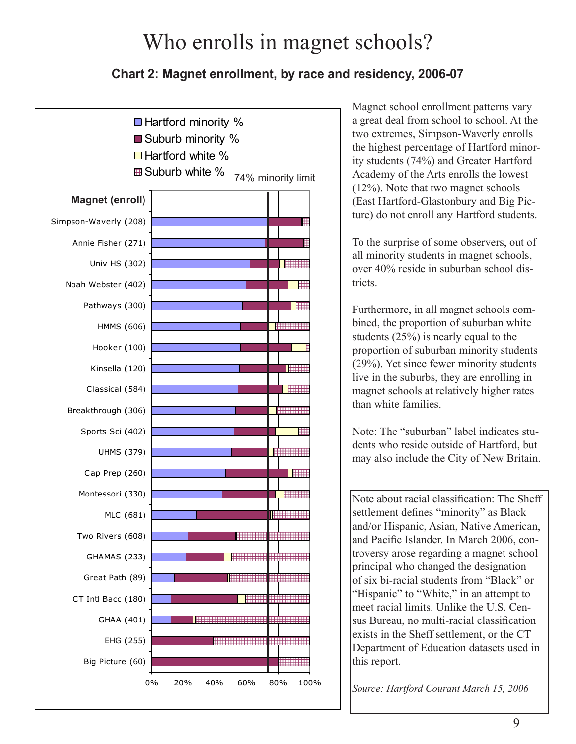# Who enrolls in magnet schools?

### Chart 2: Magnet enrollment, by race and residency, 2006-07

Hartford minority % | Suburb minority % | Hartford white % | Suburb white % | 74% minority limit

**Magnet (enroll)**

Simpson-Waverly (208)
Annie Fisher (271)
Univ HS (302)
Noah Webster (402)
Pathways (300)
HMMS (606)
Hooker (100)
Kinsella (120)
Classical (584)
Breakthrough (306)
Sports Sci (402)
UHMS (379)
Cap Prep (260)
Montessori (330)
MLC (681)
Two Rivers (608)
GHAMAS (233)
Great Path (89)
CT Intl Bacc (180)
GHAA (401)
EHG (255)
Big Picture (60)

0% 20% 40% 60% 80% 100%

Magnet school enrollment patterns vary a great deal from school to school. At the two extremes, Simpson-Waverly enrolls the highest percentage of Hartford minority students (74%) and Greater Hartford Academy of the Arts enrolls the lowest (12%). Note that two magnet schools (East Hartford-Glastonbury and Big Picture) do not enroll any Hartford students.

To the surprise of some observers, out of all minority students in magnet schools, over 40% reside in suburban school districts.

Furthermore, in all magnet schools combined, the proportion of suburban white students (25%) is nearly equal to the proportion of suburban minority students (29%). Yet since fewer minority students live in the suburbs, they are enrolling in magnet schools at relatively higher rates than white families.

Note: The "suburban" label indicates students who reside outside of Hartford, but may also include the City of New Britain.

Note about racial classification: The Sheff settlement defines "minority" as Black and/or Hispanic, Asian, Native American, and Pacific Islander. In March 2006, controversy arose regarding a magnet school principal who changed the designation of six bi-racial students from "Black" or "Hispanic" to "White," in an attempt to meet racial limits. Unlike the U.S. Census Bureau, no multi-racial classification exists in the Sheff settlement, or the CT Department of Education datasets used in this report.

*Source: Hartford Courant March 15, 2006*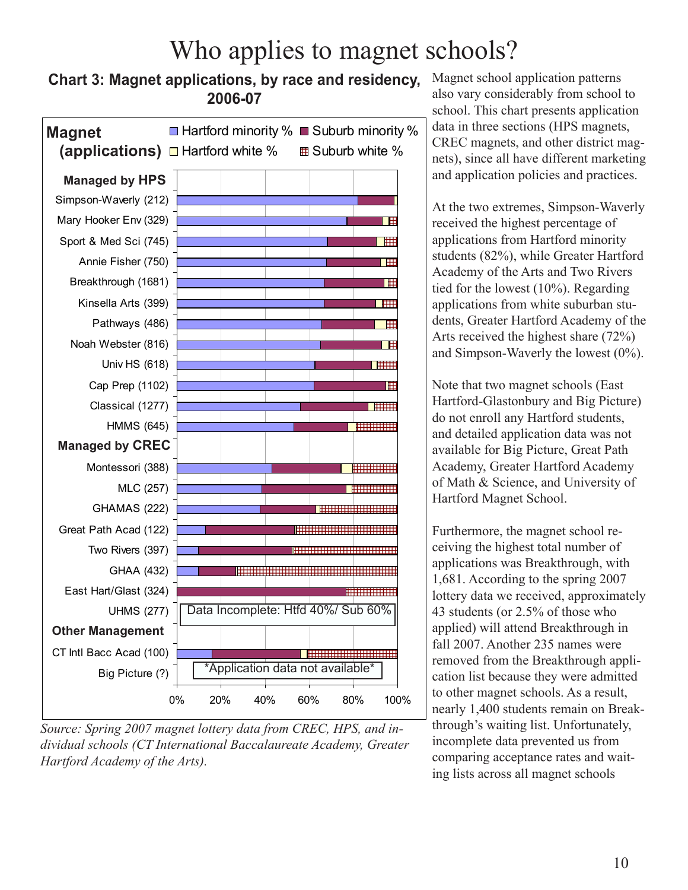# Who applies to magnet schools?

**Chart 3: Magnet applications, by race and residency, 2006-07**

Magnet (applications) — Hartford minority % | Suburb minority % | Hartford white % | Suburb white %

**Managed by HPS**
- Simpson-Waverly (212)
- Mary Hooker Env (329)
- Sport & Med Sci (745)
- Annie Fisher (750)
- Breakthrough (1681)
- Kinsella Arts (399)
- Pathways (486)
- Noah Webster (816)
- Univ HS (618)
- Cap Prep (1102)
- Classical (1277)
- HMMS (645)

**Managed by CREC**
- Montessori (388)
- MLC (257)
- GHAMAS (222)
- Great Path Acad (122)
- Two Rivers (397)
- GHAA (432)
- East Hart/Glast (324)
- UHMS (277) — Data Incomplete: Htfd 40%/ Sub 60%

**Other Management**
- CT Intl Bacc Acad (100)
- Big Picture (?) — *Application data not available*

0% 20% 40% 60% 80% 100%

*Source: Spring 2007 magnet lottery data from CREC, HPS, and individual schools (CT International Baccalaureate Academy, Greater Hartford Academy of the Arts).*

Magnet school application patterns also vary considerably from school to school. This chart presents application data in three sections (HPS magnets, CREC magnets, and other district magnets), since all have different marketing and application policies and practices.

At the two extremes, Simpson-Waverly received the highest percentage of applications from Hartford minority students (82%), while Greater Hartford Academy of the Arts and Two Rivers tied for the lowest (10%). Regarding applications from white suburban students, Greater Hartford Academy of the Arts received the highest share (72%) and Simpson-Waverly the lowest (0%).

Note that two magnet schools (East Hartford-Glastonbury and Big Picture) do not enroll any Hartford students, and detailed application data was not available for Big Picture, Great Path Academy, Greater Hartford Academy of Math & Science, and University of Hartford Magnet School.

Furthermore, the magnet school receiving the highest total number of applications was Breakthrough, with 1,681. According to the spring 2007 lottery data we received, approximately 43 students (or 2.5% of those who applied) will attend Breakthrough in fall 2007. Another 235 names were removed from the Breakthrough application list because they were admitted to other magnet schools. As a result, nearly 1,400 students remain on Breakthrough's waiting list. Unfortunately, incomplete data prevented us from comparing acceptance rates and waiting lists across all magnet schools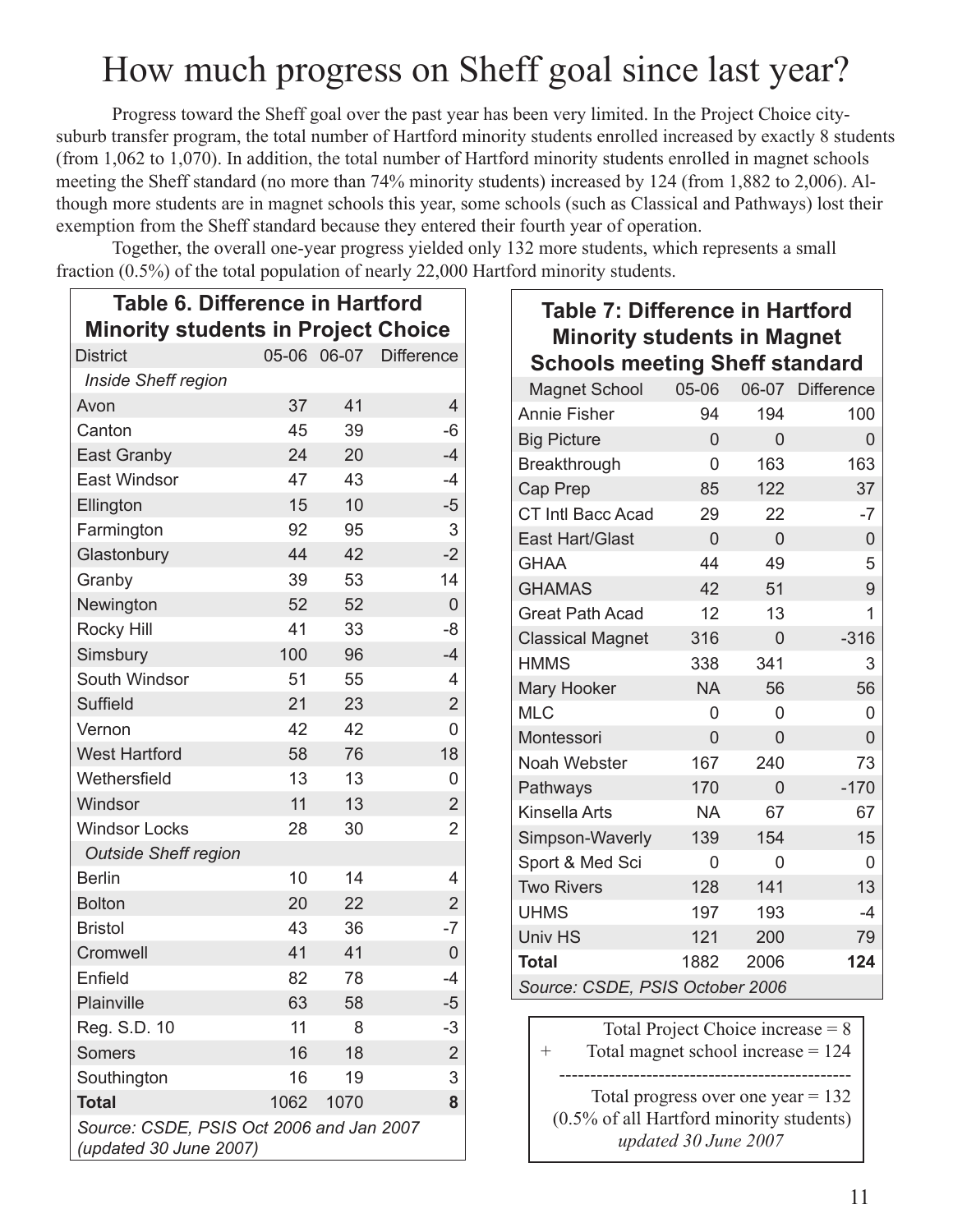# How much progress on Sheff goal since last year?

Progress toward the Sheff goal over the past year has been very limited. In the Project Choice city-suburb transfer program, the total number of Hartford minority students enrolled increased by exactly 8 students (from 1,062 to 1,070). In addition, the total number of Hartford minority students enrolled in magnet schools meeting the Sheff standard (no more than 74% minority students) increased by 124 (from 1,882 to 2,006). Although more students are in magnet schools this year, some schools (such as Classical and Pathways) lost their exemption from the Sheff standard because they entered their fourth year of operation.

Together, the overall one-year progress yielded only 132 more students, which represents a small fraction (0.5%) of the total population of nearly 22,000 Hartford minority students.

**Table 6. Difference in Hartford Minority students in Project Choice**

| District | 05-06 | 06-07 | Difference |
|---|---|---|---|
| *Inside Sheff region* | | | |
| Avon | 37 | 41 | 4 |
| Canton | 45 | 39 | -6 |
| East Granby | 24 | 20 | -4 |
| East Windsor | 47 | 43 | -4 |
| Ellington | 15 | 10 | -5 |
| Farmington | 92 | 95 | 3 |
| Glastonbury | 44 | 42 | -2 |
| Granby | 39 | 53 | 14 |
| Newington | 52 | 52 | 0 |
| Rocky Hill | 41 | 33 | -8 |
| Simsbury | 100 | 96 | -4 |
| South Windsor | 51 | 55 | 4 |
| Suffield | 21 | 23 | 2 |
| Vernon | 42 | 42 | 0 |
| West Hartford | 58 | 76 | 18 |
| Wethersfield | 13 | 13 | 0 |
| Windsor | 11 | 13 | 2 |
| Windsor Locks | 28 | 30 | 2 |
| *Outside Sheff region* | | | |
| Berlin | 10 | 14 | 4 |
| Bolton | 20 | 22 | 2 |
| Bristol | 43 | 36 | -7 |
| Cromwell | 41 | 41 | 0 |
| Enfield | 82 | 78 | -4 |
| Plainville | 63 | 58 | -5 |
| Reg. S.D. 10 | 11 | 8 | -3 |
| Somers | 16 | 18 | 2 |
| Southington | 16 | 19 | 3 |
| **Total** | 1062 | 1070 | **8** |

*Source: CSDE, PSIS Oct 2006 and Jan 2007 (updated 30 June 2007)*

**Table 7: Difference in Hartford Minority students in Magnet Schools meeting Sheff standard**

| Magnet School | 05-06 | 06-07 | Difference |
|---|---|---|---|
| Annie Fisher | 94 | 194 | 100 |
| Big Picture | 0 | 0 | 0 |
| Breakthrough | 0 | 163 | 163 |
| Cap Prep | 85 | 122 | 37 |
| CT Intl Bacc Acad | 29 | 22 | -7 |
| East Hart/Glast | 0 | 0 | 0 |
| GHAA | 44 | 49 | 5 |
| GHAMAS | 42 | 51 | 9 |
| Great Path Acad | 12 | 13 | 1 |
| Classical Magnet | 316 | 0 | -316 |
| HMMS | 338 | 341 | 3 |
| Mary Hooker | NA | 56 | 56 |
| MLC | 0 | 0 | 0 |
| Montessori | 0 | 0 | 0 |
| Noah Webster | 167 | 240 | 73 |
| Pathways | 170 | 0 | -170 |
| Kinsella Arts | NA | 67 | 67 |
| Simpson-Waverly | 139 | 154 | 15 |
| Sport & Med Sci | 0 | 0 | 0 |
| Two Rivers | 128 | 141 | 13 |
| UHMS | 197 | 193 | -4 |
| Univ HS | 121 | 200 | 79 |
| **Total** | 1882 | 2006 | **124** |

*Source: CSDE, PSIS October 2006*

Total Project Choice increase = 8
\+ Total magnet school increase = 124
-----------------------------------------------
Total progress over one year = 132
(0.5% of all Hartford minority students)
*updated 30 June 2007*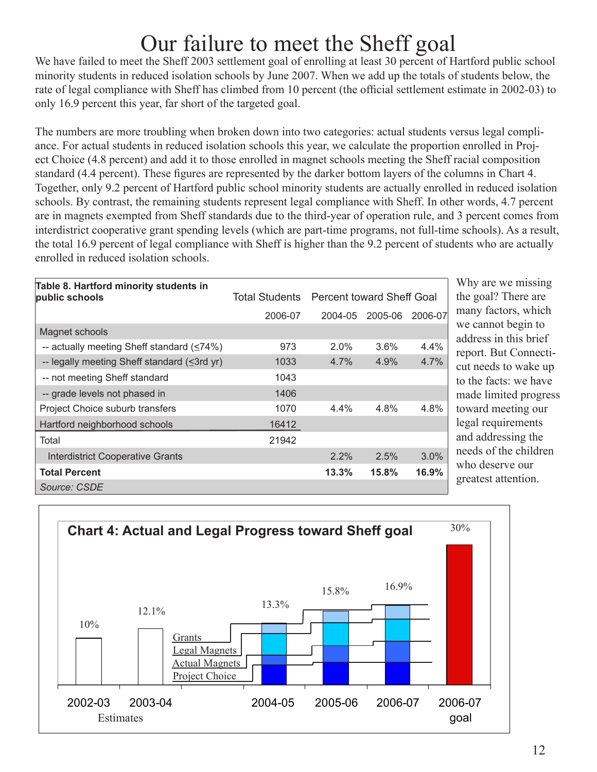# Our failure to meet the Sheff goal

We have failed to meet the Sheff 2003 settlement goal of enrolling at least 30 percent of Hartford public school minority students in reduced isolation schools by June 2007. When we add up the totals of students below, the rate of legal compliance with Sheff has climbed from 10 percent (the official settlement estimate in 2002-03) to only 16.9 percent this year, far short of the targeted goal.

The numbers are more troubling when broken down into two categories: actual students versus legal compliance. For actual students in reduced isolation schools this year, we calculate the proportion enrolled in Project Choice (4.8 percent) and add it to those enrolled in magnet schools meeting the Sheff racial composition standard (4.4 percent). These figures are represented by the darker bottom layers of the columns in Chart 4. Together, only 9.2 percent of Hartford public school minority students are actually enrolled in reduced isolation schools. By contrast, the remaining students represent legal compliance with Sheff. In other words, 4.7 percent are in magnets exempted from Sheff standards due to the third-year of operation rule, and 3 percent comes from interdistrict cooperative grant spending levels (which are part-time programs, not full-time schools). As a result, the total 16.9 percent of legal compliance with Sheff is higher than the 9.2 percent of students who are actually enrolled in reduced isolation schools.

| **Table 8. Hartford minority students in public schools** | Total Students | Percent toward Sheff Goal | | |
|---|---|---|---|---|
| | 2006-07 | 2004-05 | 2005-06 | 2006-07 |
| Magnet schools | | | | |
| -- actually meeting Sheff standard (≤74%) | 973 | 2.0% | 3.6% | 4.4% |
| -- legally meeting Sheff standard (≤3rd yr) | 1033 | 4.7% | 4.9% | 4.7% |
| -- not meeting Sheff standard | 1043 | | | |
| -- grade levels not phased in | 1406 | | | |
| Project Choice suburb transfers | 1070 | 4.4% | 4.8% | 4.8% |
| Hartford neighborhood schools | 16412 | | | |
| Total | 21942 | | | |
| Interdistrict Cooperative Grants | | 2.2% | 2.5% | 3.0% |
| **Total Percent** | | **13.3%** | **15.8%** | **16.9%** |
| *Source: CSDE* | | | | |

Why are we missing the goal? There are many factors, which we cannot begin to address in this brief report. But Connecticut needs to wake up to the facts: we have made limited progress toward meeting our legal requirements and addressing the needs of the children who deserve our greatest attention.

**Chart 4: Actual and Legal Progress toward Sheff goal**

10%
12.1%
13.3%
15.8%
16.9%
30%

Grants
Legal Magnets
Actual Magnets
Project Choice

2002-03
2003-04
Estimates
2004-05
2005-06
2006-07
2006-07 goal